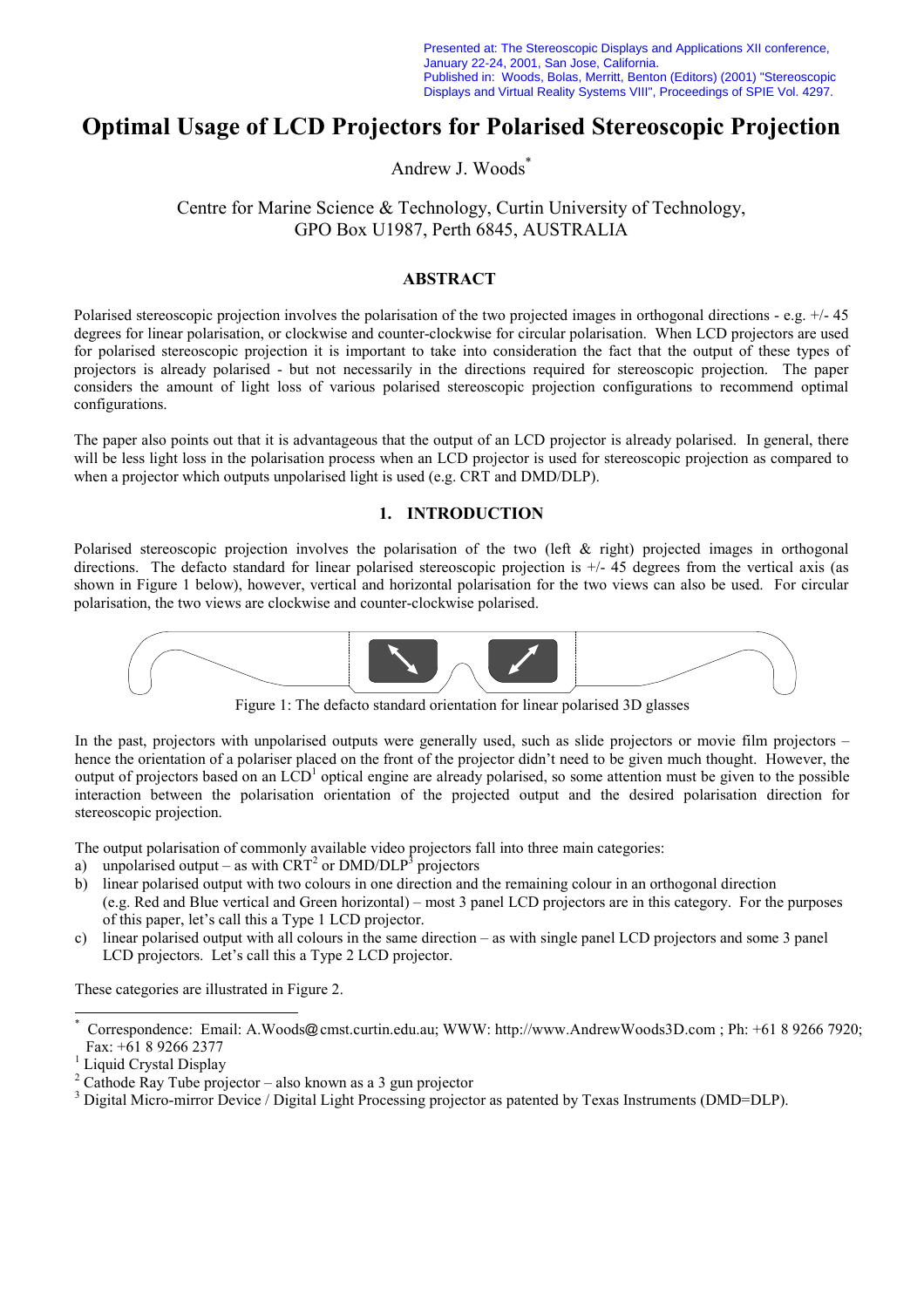Presented at: The Stereoscopic Displays and Applications XII conference, January 22-24, 2001, San Jose, California.
Published in: Woods, Bolas, Merritt, Benton (Editors) (2001) "Stereoscopic Displays and Virtual Reality Systems VIII", Proceedings of SPIE Vol. 4297.

# Optimal Usage of LCD Projectors for Polarised Stereoscopic Projection

Andrew J. Woods*

Centre for Marine Science & Technology, Curtin University of Technology,
GPO Box U1987, Perth 6845, AUSTRALIA

## ABSTRACT

Polarised stereoscopic projection involves the polarisation of the two projected images in orthogonal directions - e.g. +/- 45 degrees for linear polarisation, or clockwise and counter-clockwise for circular polarisation. When LCD projectors are used for polarised stereoscopic projection it is important to take into consideration the fact that the output of these types of projectors is already polarised - but not necessarily in the directions required for stereoscopic projection. The paper considers the amount of light loss of various polarised stereoscopic projection configurations to recommend optimal configurations.

The paper also points out that it is advantageous that the output of an LCD projector is already polarised. In general, there will be less light loss in the polarisation process when an LCD projector is used for stereoscopic projection as compared to when a projector which outputs unpolarised light is used (e.g. CRT and DMD/DLP).

## 1. INTRODUCTION

Polarised stereoscopic projection involves the polarisation of the two (left & right) projected images in orthogonal directions. The defacto standard for linear polarised stereoscopic projection is +/- 45 degrees from the vertical axis (as shown in Figure 1 below), however, vertical and horizontal polarisation for the two views can also be used. For circular polarisation, the two views are clockwise and counter-clockwise polarised.

Figure 1: The defacto standard orientation for linear polarised 3D glasses

In the past, projectors with unpolarised outputs were generally used, such as slide projectors or movie film projectors – hence the orientation of a polariser placed on the front of the projector didn't need to be given much thought. However, the output of projectors based on an LCD[1] optical engine are already polarised, so some attention must be given to the possible interaction between the polarisation orientation of the projected output and the desired polarisation direction for stereoscopic projection.

The output polarisation of commonly available video projectors fall into three main categories:

a) unpolarised output – as with CRT[2] or DMD/DLP[3] projectors
b) linear polarised output with two colours in one direction and the remaining colour in an orthogonal direction (e.g. Red and Blue vertical and Green horizontal) – most 3 panel LCD projectors are in this category. For the purposes of this paper, let's call this a Type 1 LCD projector.
c) linear polarised output with all colours in the same direction – as with single panel LCD projectors and some 3 panel LCD projectors. Let's call this a Type 2 LCD projector.

These categories are illustrated in Figure 2.

---

* Correspondence: Email: A.Woods@cmst.curtin.edu.au; WWW: http://www.AndrewWoods3D.com ; Ph: +61 8 9266 7920; Fax: +61 8 9266 2377
[1] Liquid Crystal Display
[2] Cathode Ray Tube projector – also known as a 3 gun projector
[3] Digital Micro-mirror Device / Digital Light Processing projector as patented by Texas Instruments (DMD=DLP).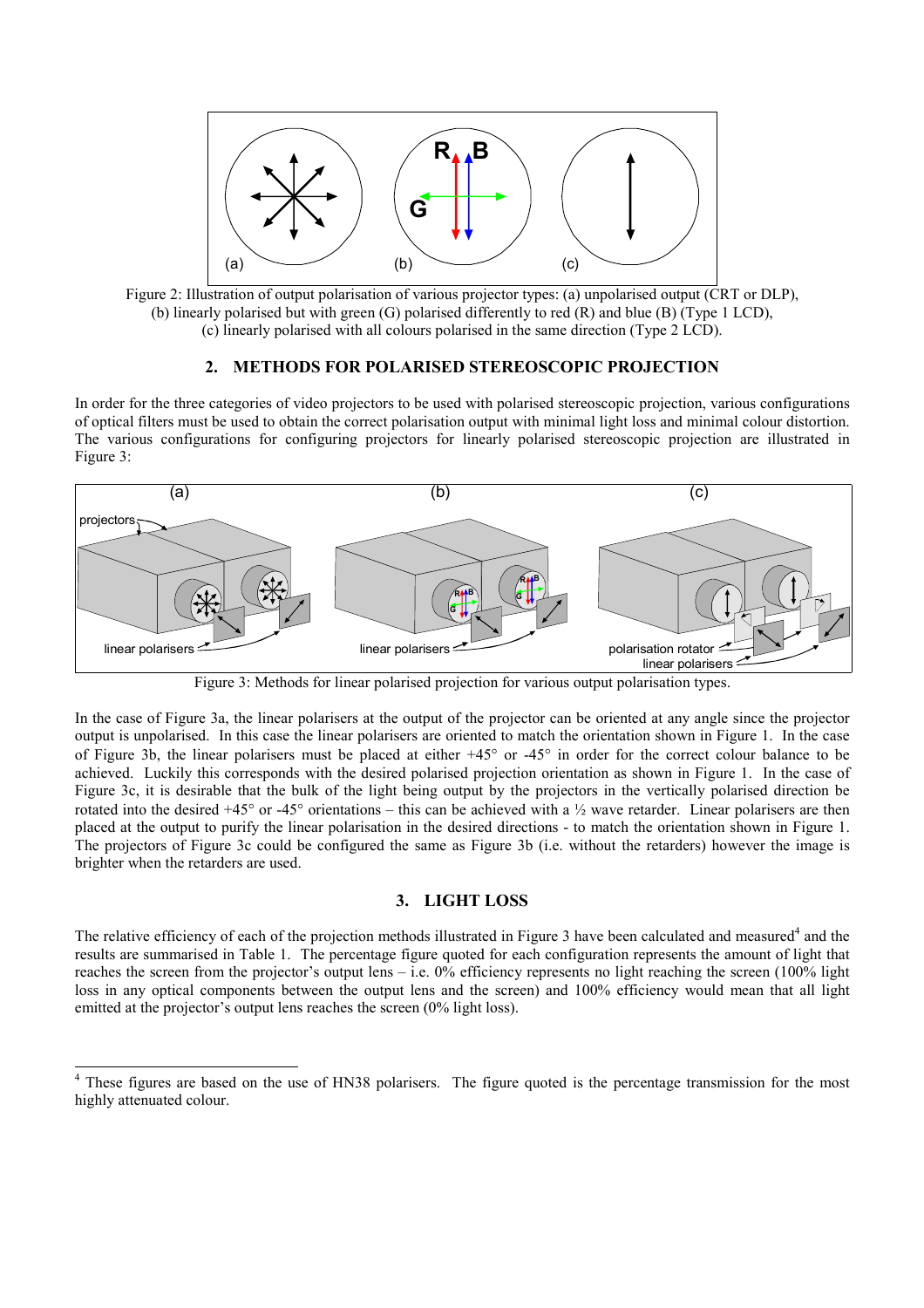Figure 2: Illustration of output polarisation of various projector types: (a) unpolarised output (CRT or DLP), (b) linearly polarised but with green (G) polarised differently to red (R) and blue (B) (Type 1 LCD), (c) linearly polarised with all colours polarised in the same direction (Type 2 LCD).

## 2. METHODS FOR POLARISED STEREOSCOPIC PROJECTION

In order for the three categories of video projectors to be used with polarised stereoscopic projection, various configurations of optical filters must be used to obtain the correct polarisation output with minimal light loss and minimal colour distortion. The various configurations for configuring projectors for linearly polarised stereoscopic projection are illustrated in Figure 3:

Figure 3: Methods for linear polarised projection for various output polarisation types.

In the case of Figure 3a, the linear polarisers at the output of the projector can be oriented at any angle since the projector output is unpolarised. In this case the linear polarisers are oriented to match the orientation shown in Figure 1. In the case of Figure 3b, the linear polarisers must be placed at either +45° or -45° in order for the correct colour balance to be achieved. Luckily this corresponds with the desired polarised projection orientation as shown in Figure 1. In the case of Figure 3c, it is desirable that the bulk of the light being output by the projectors in the vertically polarised direction be rotated into the desired +45° or -45° orientations – this can be achieved with a ½ wave retarder. Linear polarisers are then placed at the output to purify the linear polarisation in the desired directions - to match the orientation shown in Figure 1. The projectors of Figure 3c could be configured the same as Figure 3b (i.e. without the retarders) however the image is brighter when the retarders are used.

## 3. LIGHT LOSS

The relative efficiency of each of the projection methods illustrated in Figure 3 have been calculated and measured[4] and the results are summarised in Table 1. The percentage figure quoted for each configuration represents the amount of light that reaches the screen from the projector's output lens – i.e. 0% efficiency represents no light reaching the screen (100% light loss in any optical components between the output lens and the screen) and 100% efficiency would mean that all light emitted at the projector's output lens reaches the screen (0% light loss).

[4] These figures are based on the use of HN38 polarisers. The figure quoted is the percentage transmission for the most highly attenuated colour.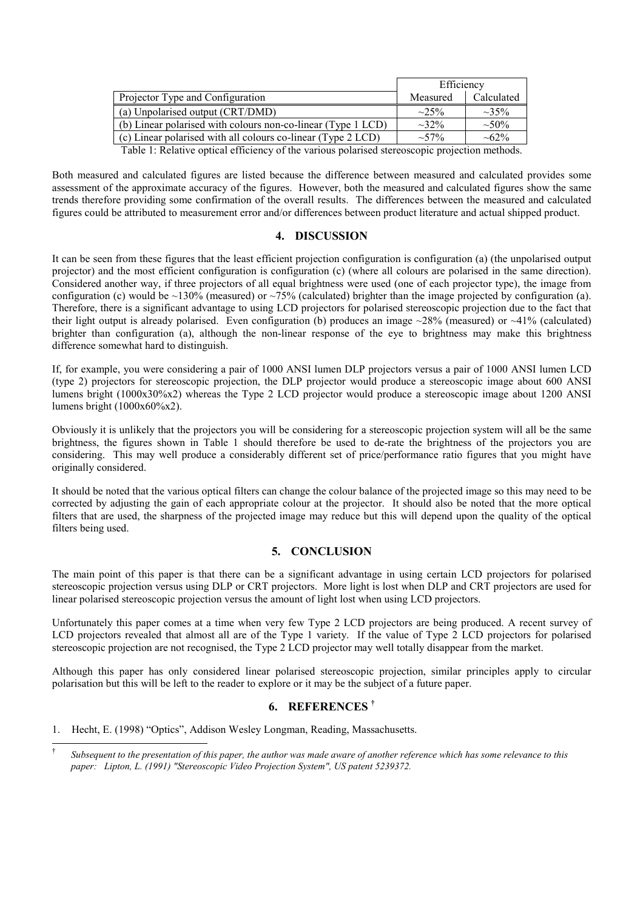| | Efficiency | |
|---|---|---|
| Projector Type and Configuration | Measured | Calculated |
| (a) Unpolarised output (CRT/DMD) | ~25% | ~35% |
| (b) Linear polarised with colours non-co-linear (Type 1 LCD) | ~32% | ~50% |
| (c) Linear polarised with all colours co-linear (Type 2 LCD) | ~57% | ~62% |

Table 1: Relative optical efficiency of the various polarised stereoscopic projection methods.

Both measured and calculated figures are listed because the difference between measured and calculated provides some assessment of the approximate accuracy of the figures. However, both the measured and calculated figures show the same trends therefore providing some confirmation of the overall results. The differences between the measured and calculated figures could be attributed to measurement error and/or differences between product literature and actual shipped product.

## 4. DISCUSSION

It can be seen from these figures that the least efficient projection configuration is configuration (a) (the unpolarised output projector) and the most efficient configuration is configuration (c) (where all colours are polarised in the same direction). Considered another way, if three projectors of all equal brightness were used (one of each projector type), the image from configuration (c) would be ~130% (measured) or ~75% (calculated) brighter than the image projected by configuration (a). Therefore, there is a significant advantage to using LCD projectors for polarised stereoscopic projection due to the fact that their light output is already polarised. Even configuration (b) produces an image ~28% (measured) or ~41% (calculated) brighter than configuration (a), although the non-linear response of the eye to brightness may make this brightness difference somewhat hard to distinguish.

If, for example, you were considering a pair of 1000 ANSI lumen DLP projectors versus a pair of 1000 ANSI lumen LCD (type 2) projectors for stereoscopic projection, the DLP projector would produce a stereoscopic image about 600 ANSI lumens bright (1000x30%x2) whereas the Type 2 LCD projector would produce a stereoscopic image about 1200 ANSI lumens bright (1000x60%x2).

Obviously it is unlikely that the projectors you will be considering for a stereoscopic projection system will all be the same brightness, the figures shown in Table 1 should therefore be used to de-rate the brightness of the projectors you are considering. This may well produce a considerably different set of price/performance ratio figures that you might have originally considered.

It should be noted that the various optical filters can change the colour balance of the projected image so this may need to be corrected by adjusting the gain of each appropriate colour at the projector. It should also be noted that the more optical filters that are used, the sharpness of the projected image may reduce but this will depend upon the quality of the optical filters being used.

## 5. CONCLUSION

The main point of this paper is that there can be a significant advantage in using certain LCD projectors for polarised stereoscopic projection versus using DLP or CRT projectors. More light is lost when DLP and CRT projectors are used for linear polarised stereoscopic projection versus the amount of light lost when using LCD projectors.

Unfortunately this paper comes at a time when very few Type 2 LCD projectors are being produced. A recent survey of LCD projectors revealed that almost all are of the Type 1 variety. If the value of Type 2 LCD projectors for polarised stereoscopic projection are not recognised, the Type 2 LCD projector may well totally disappear from the market.

Although this paper has only considered linear polarised stereoscopic projection, similar principles apply to circular polarisation but this will be left to the reader to explore or it may be the subject of a future paper.

## 6. REFERENCES †

1. Hecht, E. (1998) "Optics", Addison Wesley Longman, Reading, Massachusetts.

† *Subsequent to the presentation of this paper, the author was made aware of another reference which has some relevance to this paper: Lipton, L. (1991) "Stereoscopic Video Projection System", US patent 5239372.*